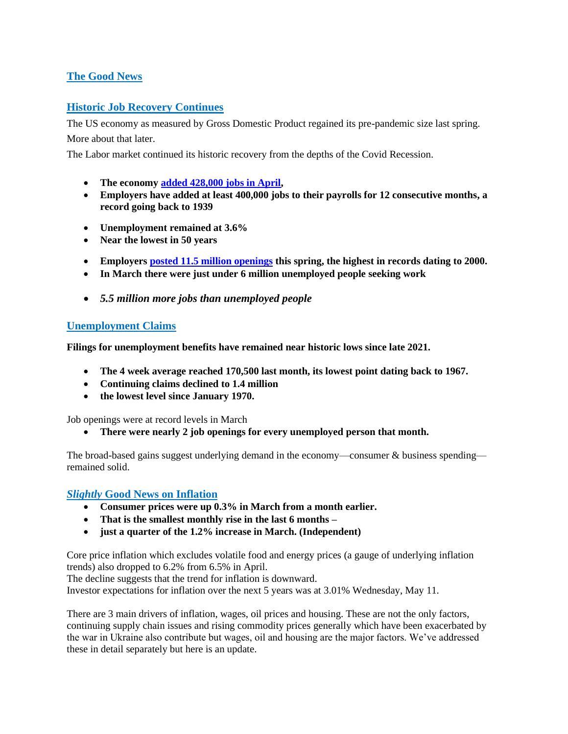## The Good News

### Historic Job Recovery Continues

The US economy as measured by Gross Domestic Product regained its pre-pandemic size last spring. More about that later.

The Labor market continued its historic recovery from the depths of the Covid Recession.

- **The economy added 428,000 jobs in April,**
- **Employers have added at least 400,000 jobs to their payrolls for 12 consecutive months, a record going back to 1939**

- **Unemployment remained at 3.6%**
- **Near the lowest in 50 years**

- **Employers posted 11.5 million openings this spring, the highest in records dating to 2000.**
- **In March there were just under 6 million unemployed people seeking work**

- ***5.5 million more jobs than unemployed people***

### Unemployment Claims

**Filings for unemployment benefits have remained near historic lows since late 2021.**

- **The 4 week average reached 170,500 last month, its lowest point dating back to 1967.**
- **Continuing claims declined to 1.4 million**
- **the lowest level since January 1970.**

Job openings were at record levels in March

- **There were nearly 2 job openings for every unemployed person that month.**

The broad-based gains suggest underlying demand in the economy—consumer & business spending—remained solid.

### *Slightly* Good News on Inflation

- **Consumer prices were up 0.3% in March from a month earlier.**
- **That is the smallest monthly rise in the last 6 months –**
- **just a quarter of the 1.2% increase in March. (Independent)**

Core price inflation which excludes volatile food and energy prices (a gauge of underlying inflation trends) also dropped to 6.2% from 6.5% in April.
The decline suggests that the trend for inflation is downward.
Investor expectations for inflation over the next 5 years was at 3.01% Wednesday, May 11.

There are 3 main drivers of inflation, wages, oil prices and housing. These are not the only factors, continuing supply chain issues and rising commodity prices generally which have been exacerbated by the war in Ukraine also contribute but wages, oil and housing are the major factors. We've addressed these in detail separately but here is an update.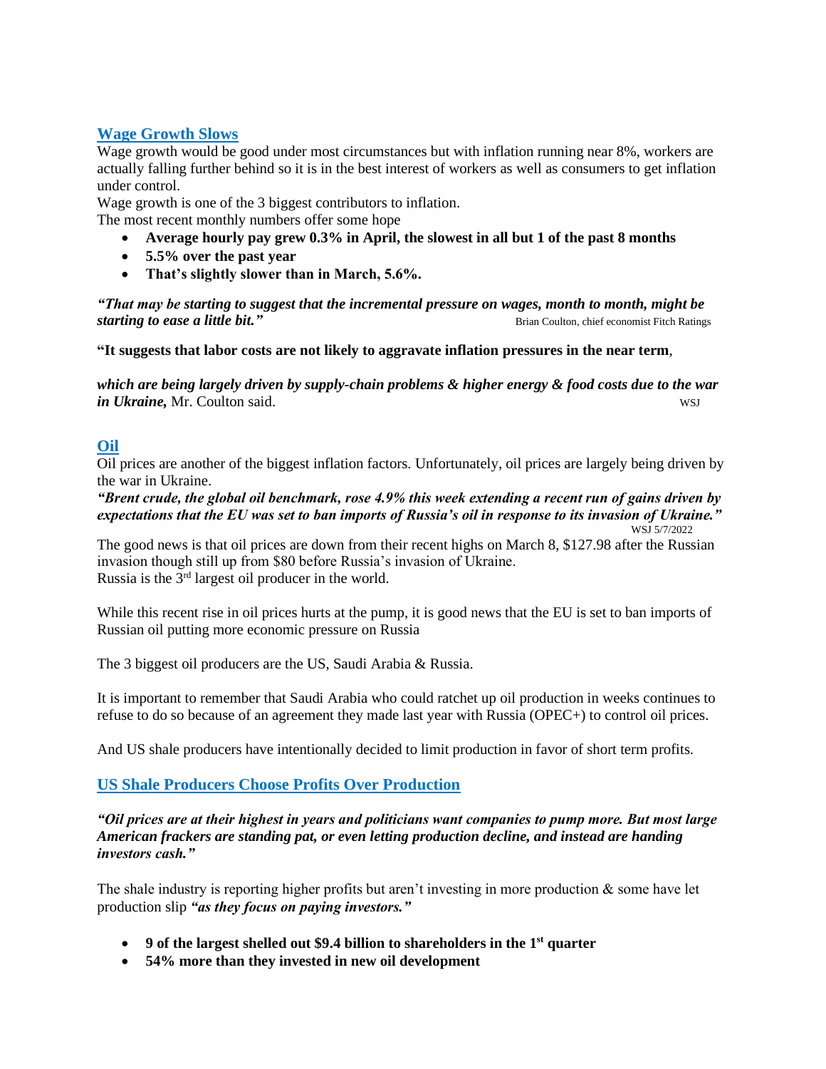## Wage Growth Slows

Wage growth would be good under most circumstances but with inflation running near 8%, workers are actually falling further behind so it is in the best interest of workers as well as consumers to get inflation under control.

Wage growth is one of the 3 biggest contributors to inflation.

The most recent monthly numbers offer some hope

- **Average hourly pay grew 0.3% in April, the slowest in all but 1 of the past 8 months**
- **5.5% over the past year**
- **That's slightly slower than in March, 5.6%.**

***"That may be starting to suggest that the incremental pressure on wages, month to month, might be starting to ease a little bit."*** Brian Coulton, chief economist Fitch Ratings

**"It suggests that labor costs are not likely to aggravate inflation pressures in the near term**,

***which are being largely driven by supply-chain problems & higher energy & food costs due to the war in Ukraine,*** Mr. Coulton said. WSJ

## Oil

Oil prices are another of the biggest inflation factors. Unfortunately, oil prices are largely being driven by the war in Ukraine.

***"Brent crude, the global oil benchmark, rose 4.9% this week extending a recent run of gains driven by expectations that the EU was set to ban imports of Russia's oil in response to its invasion of Ukraine."*** WSJ 5/7/2022

The good news is that oil prices are down from their recent highs on March 8, $127.98 after the Russian invasion though still up from $80 before Russia's invasion of Ukraine.

Russia is the 3rd largest oil producer in the world.

While this recent rise in oil prices hurts at the pump, it is good news that the EU is set to ban imports of Russian oil putting more economic pressure on Russia

The 3 biggest oil producers are the US, Saudi Arabia & Russia.

It is important to remember that Saudi Arabia who could ratchet up oil production in weeks continues to refuse to do so because of an agreement they made last year with Russia (OPEC+) to control oil prices.

And US shale producers have intentionally decided to limit production in favor of short term profits.

## US Shale Producers Choose Profits Over Production

***"Oil prices are at their highest in years and politicians want companies to pump more. But most large American frackers are standing pat, or even letting production decline, and instead are handing investors cash."***

The shale industry is reporting higher profits but aren't investing in more production & some have let production slip ***"as they focus on paying investors."***

- **9 of the largest shelled out $9.4 billion to shareholders in the 1st quarter**
- **54% more than they invested in new oil development**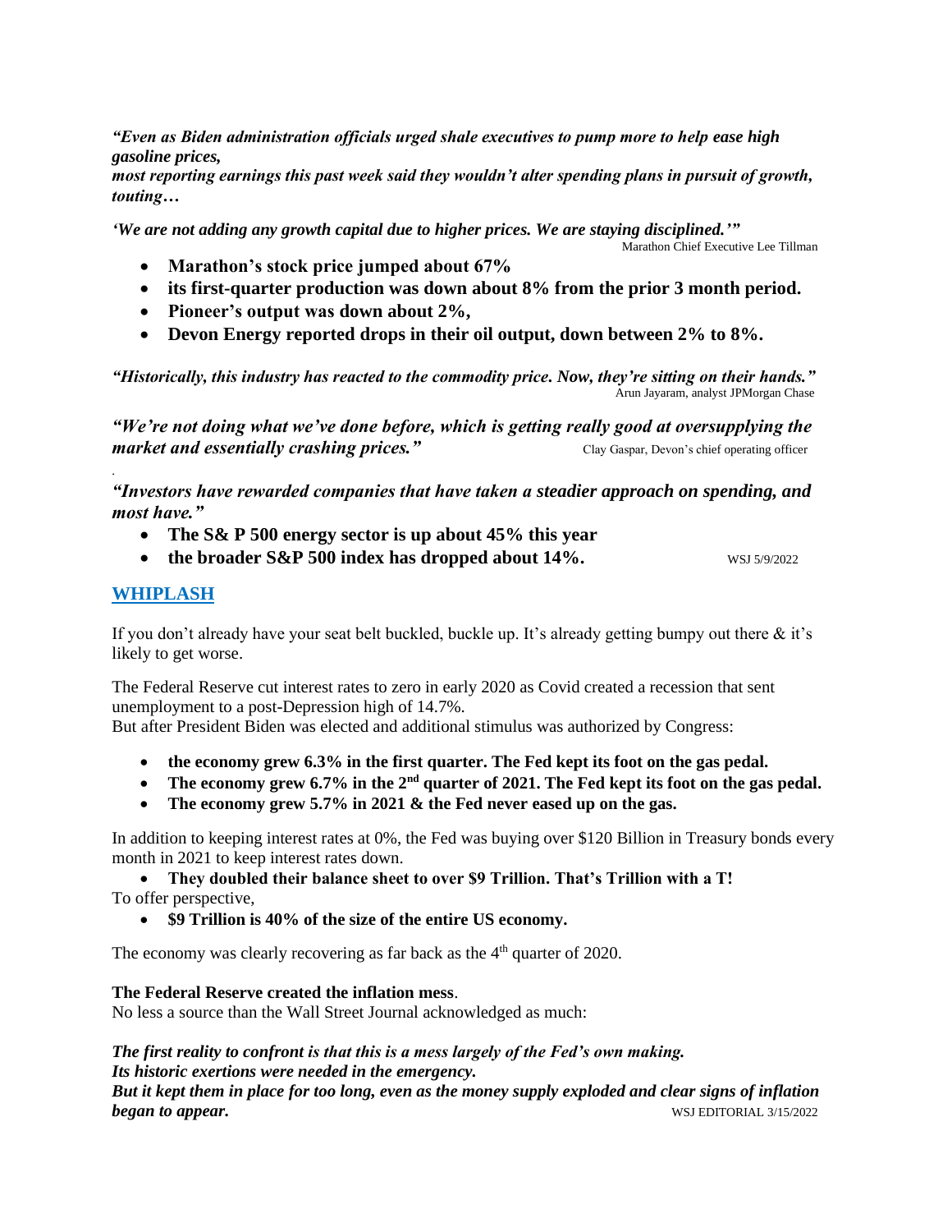***"Even as Biden administration officials urged shale executives to pump more to help ease high gasoline prices,***
***most reporting earnings this past week said they wouldn't alter spending plans in pursuit of growth, touting…***

***'We are not adding any growth capital due to higher prices. We are staying disciplined.'"***

Marathon Chief Executive Lee Tillman

- **Marathon's stock price jumped about 67%**
- **its first-quarter production was down about 8% from the prior 3 month period.**
- **Pioneer's output was down about 2%,**
- **Devon Energy reported drops in their oil output, down between 2% to 8%.**

***"Historically, this industry has reacted to the commodity price. Now, they're sitting on their hands."***

Arun Jayaram, analyst JPMorgan Chase

***"We're not doing what we've done before, which is getting really good at oversupplying the market and essentially crashing prices."*** Clay Gaspar, Devon's chief operating officer

***"Investors have rewarded companies that have taken a steadier approach on spending, and most have."***

- **The S& P 500 energy sector is up about 45% this year**
- **the broader S&P 500 index has dropped about 14%.**

WSJ 5/9/2022

## WHIPLASH

If you don't already have your seat belt buckled, buckle up. It's already getting bumpy out there & it's likely to get worse.

The Federal Reserve cut interest rates to zero in early 2020 as Covid created a recession that sent unemployment to a post-Depression high of 14.7%.
But after President Biden was elected and additional stimulus was authorized by Congress:

- **the economy grew 6.3% in the first quarter. The Fed kept its foot on the gas pedal.**
- **The economy grew 6.7% in the 2nd quarter of 2021. The Fed kept its foot on the gas pedal.**
- **The economy grew 5.7% in 2021 & the Fed never eased up on the gas.**

In addition to keeping interest rates at 0%, the Fed was buying over $120 Billion in Treasury bonds every month in 2021 to keep interest rates down.

- **They doubled their balance sheet to over $9 Trillion. That's Trillion with a T!**

To offer perspective,

- **$9 Trillion is 40% of the size of the entire US economy.**

The economy was clearly recovering as far back as the 4th quarter of 2020.

**The Federal Reserve created the inflation mess**.
No less a source than the Wall Street Journal acknowledged as much:

***The first reality to confront is that this is a mess largely of the Fed's own making.***
***Its historic exertions were needed in the emergency.***
***But it kept them in place for too long, even as the money supply exploded and clear signs of inflation began to appear.*** WSJ EDITORIAL 3/15/2022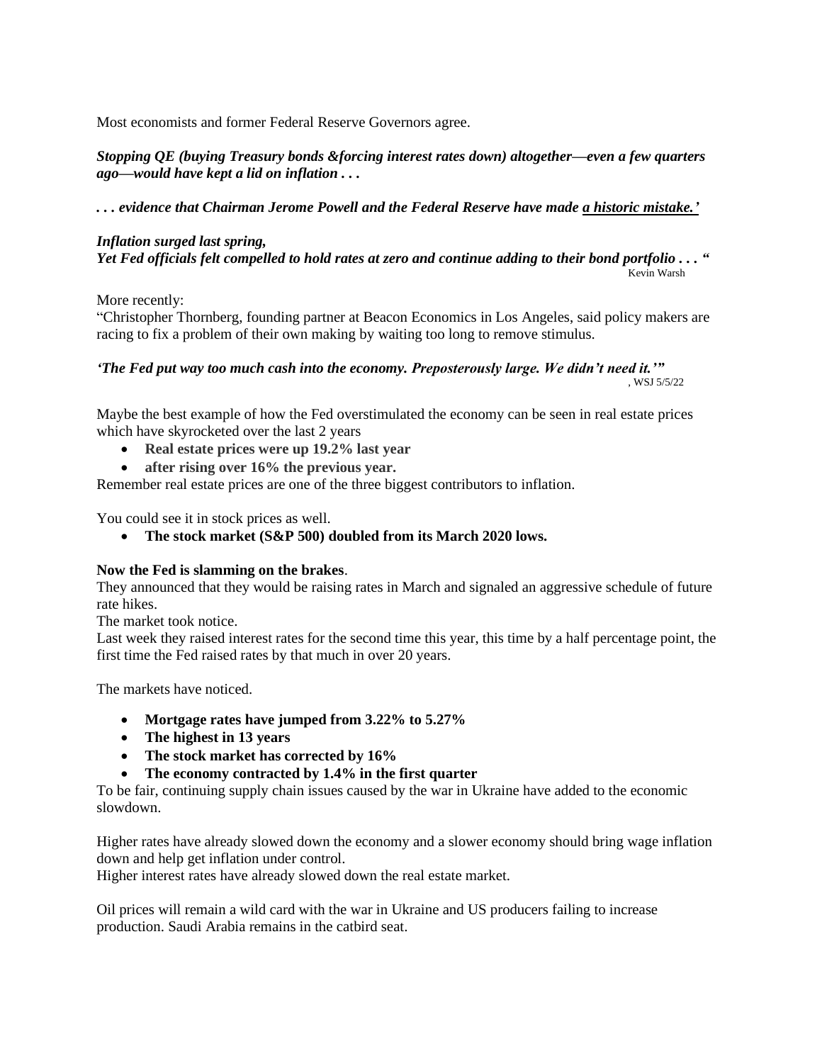Most economists and former Federal Reserve Governors agree.

***Stopping QE (buying Treasury bonds &forcing interest rates down) altogether—even a few quarters ago—would have kept a lid on inflation . . .***

***. . . evidence that Chairman Jerome Powell and the Federal Reserve have made <u>a historic mistake.'</u>***

***Inflation surged last spring,***
***Yet Fed officials felt compelled to hold rates at zero and continue adding to their bond portfolio . . . "***

Kevin Warsh

More recently:
"Christopher Thornberg, founding partner at Beacon Economics in Los Angeles, said policy makers are racing to fix a problem of their own making by waiting too long to remove stimulus.

***'The Fed put way too much cash into the economy. Preposterously large. We didn't need it.'"***

, WSJ 5/5/22

Maybe the best example of how the Fed overstimulated the economy can be seen in real estate prices which have skyrocketed over the last 2 years

- **Real estate prices were up 19.2% last year**
- **after rising over 16% the previous year.**

Remember real estate prices are one of the three biggest contributors to inflation.

You could see it in stock prices as well.

- **The stock market (S&P 500) doubled from its March 2020 lows.**

**Now the Fed is slamming on the brakes**.
They announced that they would be raising rates in March and signaled an aggressive schedule of future rate hikes.
The market took notice.
Last week they raised interest rates for the second time this year, this time by a half percentage point, the first time the Fed raised rates by that much in over 20 years.

The markets have noticed.

- **Mortgage rates have jumped from 3.22% to 5.27%**
- **The highest in 13 years**
- **The stock market has corrected by 16%**
- **The economy contracted by 1.4% in the first quarter**

To be fair, continuing supply chain issues caused by the war in Ukraine have added to the economic slowdown.

Higher rates have already slowed down the economy and a slower economy should bring wage inflation down and help get inflation under control.
Higher interest rates have already slowed down the real estate market.

Oil prices will remain a wild card with the war in Ukraine and US producers failing to increase production. Saudi Arabia remains in the catbird seat.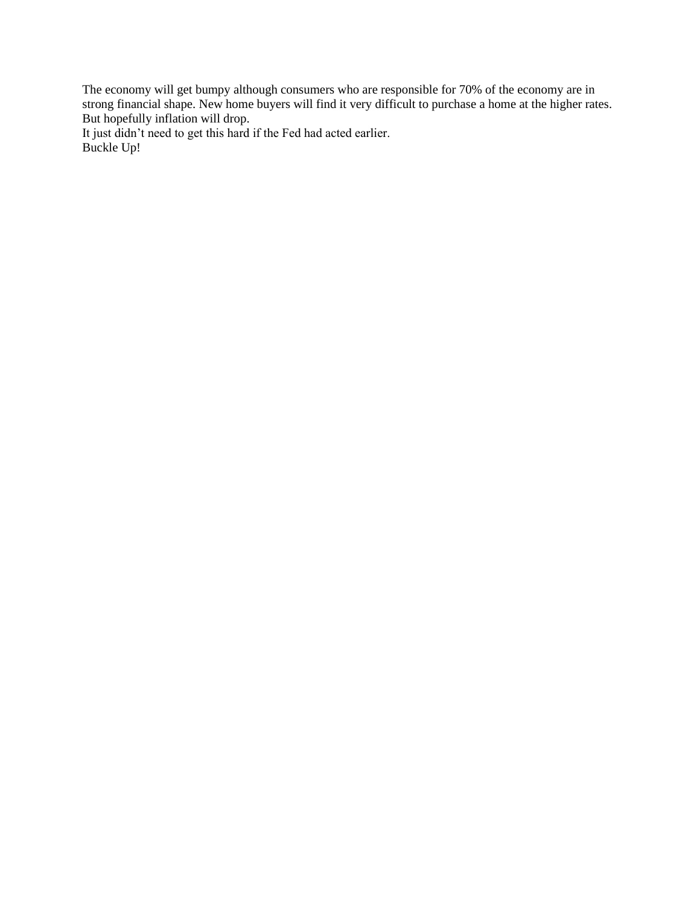The economy will get bumpy although consumers who are responsible for 70% of the economy are in strong financial shape. New home buyers will find it very difficult to purchase a home at the higher rates. But hopefully inflation will drop.

It just didn't need to get this hard if the Fed had acted earlier.

Buckle Up!